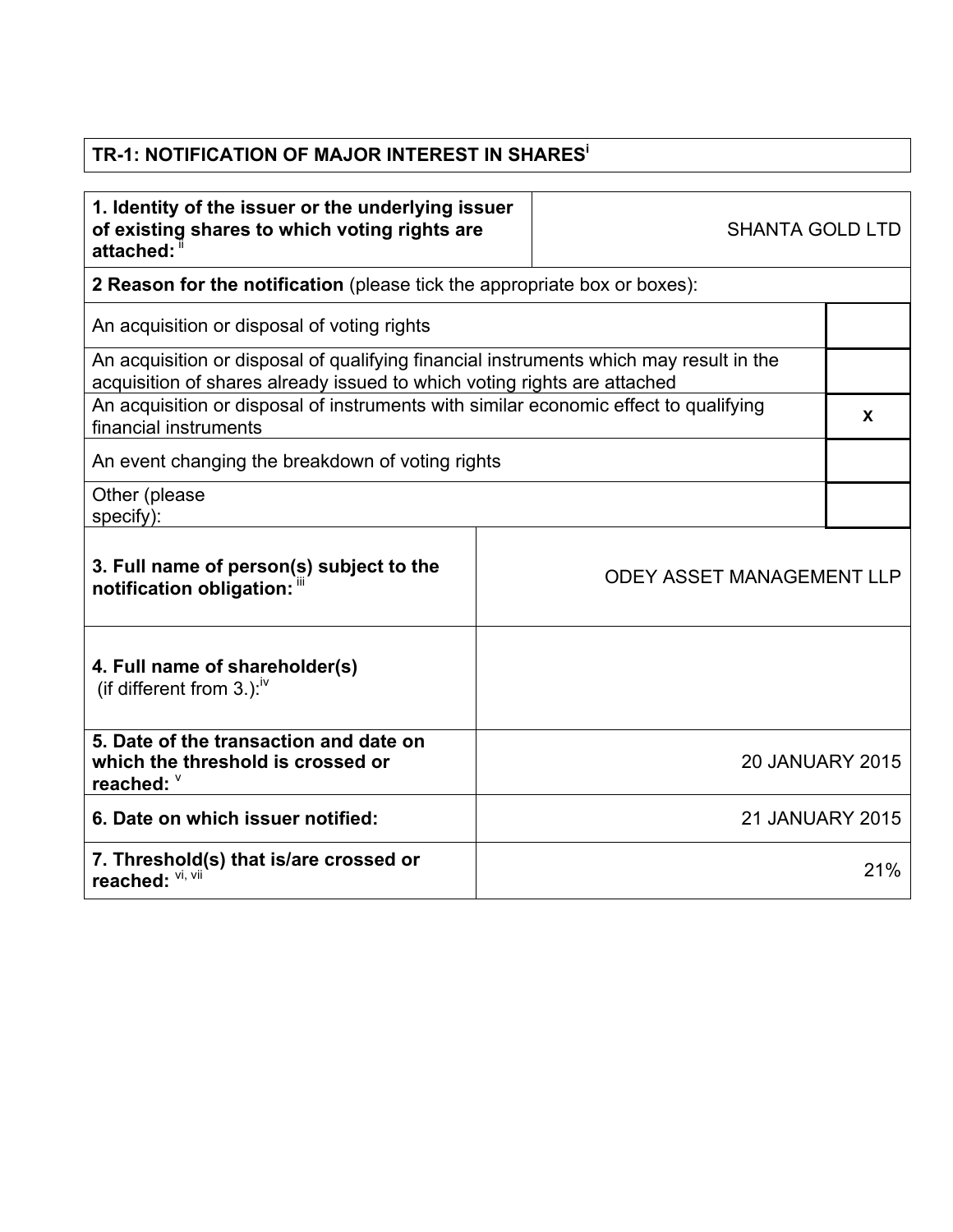| TR-1: NOTIFICATION OF MAJOR INTEREST IN SHARES[i] | |
|---|---|

| **1. Identity of the issuer or the underlying issuer of existing shares to which voting rights are attached:** [ii] | SHANTA GOLD LTD |
|---|---|
| **2 Reason for the notification** (please tick the appropriate box or boxes): | |
| An acquisition or disposal of voting rights | |
| An acquisition or disposal of qualifying financial instruments which may result in the acquisition of shares already issued to which voting rights are attached | |
| An acquisition or disposal of instruments with similar economic effect to qualifying financial instruments | **X** |
| An event changing the breakdown of voting rights | |
| Other (please specify): | |
| **3. Full name of person(s) subject to the notification obligation:** [iii] | ODEY ASSET MANAGEMENT LLP |
| **4. Full name of shareholder(s)** (if different from 3.):[iv] | |
| **5. Date of the transaction and date on which the threshold is crossed or reached:** [v] | 20 JANUARY 2015 |
| **6. Date on which issuer notified:** | 21 JANUARY 2015 |
| **7. Threshold(s) that is/are crossed or reached:** [vi, vii] | 21% |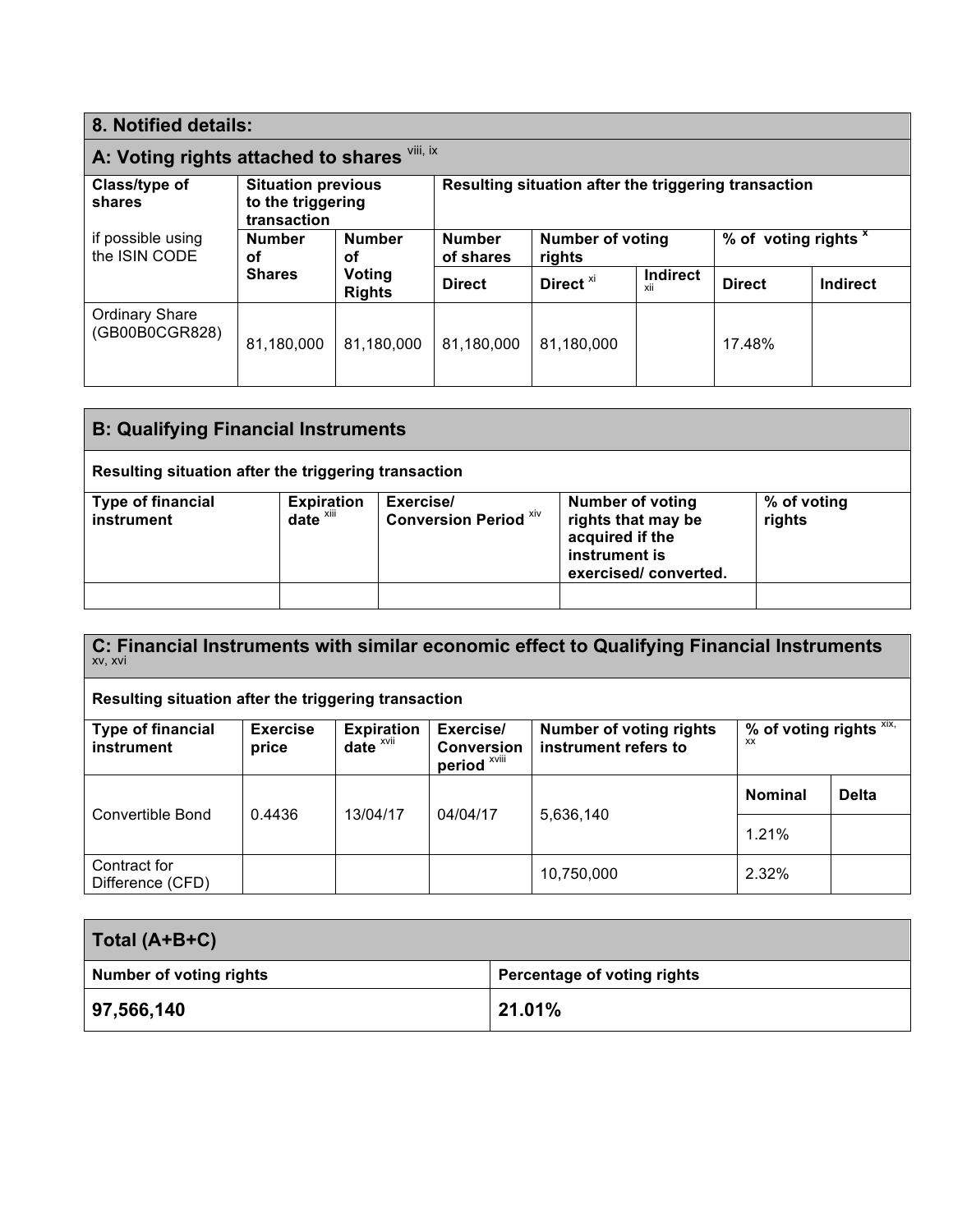## 8. Notified details:

### A: Voting rights attached to shares [viii, ix]

| Class/type of shares<br>if possible using the ISIN CODE | Situation previous to the triggering transaction | | Resulting situation after the triggering transaction | | | | |
|---|---|---|---|---|---|---|---|
| | Number of Shares | Number of Voting Rights | Number of shares | Number of voting rights | | % of voting rights [x] | |
| | | | Direct | Direct [xi] | Indirect [xii] | Direct | Indirect |
| Ordinary Share (GB00B0CGR828) | 81,180,000 | 81,180,000 | 81,180,000 | 81,180,000 | | 17.48% | |

### B: Qualifying Financial Instruments

**Resulting situation after the triggering transaction**

| Type of financial instrument | Expiration date [xiii] | Exercise/ Conversion Period [xiv] | Number of voting rights that may be acquired if the instrument is exercised/ converted. | % of voting rights |
|---|---|---|---|---|
| | | | | |

### C: Financial Instruments with similar economic effect to Qualifying Financial Instruments [xv, xvi]

**Resulting situation after the triggering transaction**

| Type of financial instrument | Exercise price | Expiration date [xvii] | Exercise/ Conversion period [xviii] | Number of voting rights instrument refers to | % of voting rights [xix, xx] | |
|---|---|---|---|---|---|---|
| | | | | | Nominal | Delta |
| Convertible Bond | 0.4436 | 13/04/17 | 04/04/17 | 5,636,140 | 1.21% | |
| Contract for Difference (CFD) | | | | 10,750,000 | 2.32% | |

| Total (A+B+C) | |
|---|---|
| **Number of voting rights** | **Percentage of voting rights** |
| **97,566,140** | **21.01%** |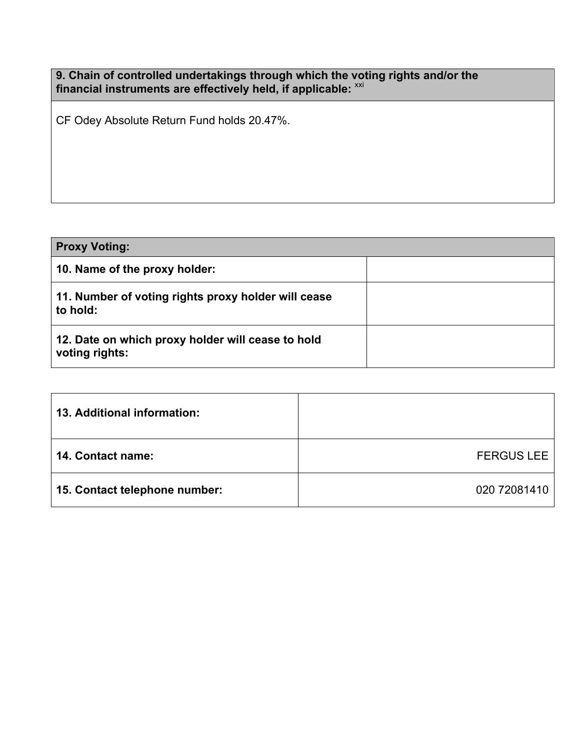| 9. Chain of controlled undertakings through which the voting rights and/or the financial instruments are effectively held, if applicable: [xxi] |
| --- |
| CF Odey Absolute Return Fund holds 20.47%. |

| Proxy Voting: | |
| --- | --- |
| 10. Name of the proxy holder: | |
| 11. Number of voting rights proxy holder will cease to hold: | |
| 12. Date on which proxy holder will cease to hold voting rights: | |

| | |
| --- | --- |
| 13. Additional information: | |
| 14. Contact name: | FERGUS LEE |
| 15. Contact telephone number: | 020 72081410 |